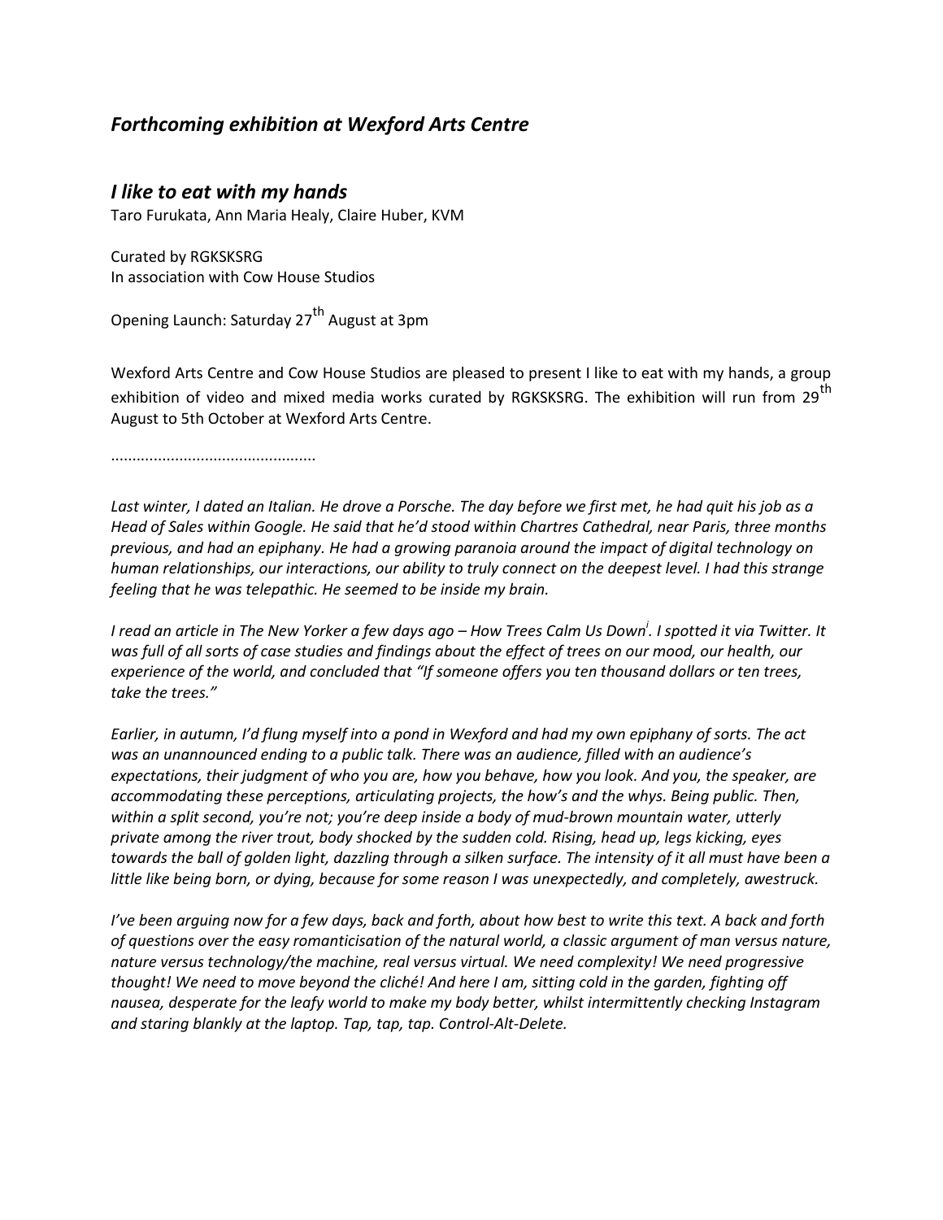## *Forthcoming exhibition at Wexford Arts Centre*

### *I like to eat with my hands*

Taro Furukata, Ann Maria Healy, Claire Huber, KVM

Curated by RGKSKSRG
In association with Cow House Studios

Opening Launch: Saturday 27th August at 3pm

Wexford Arts Centre and Cow House Studios are pleased to present I like to eat with my hands, a group exhibition of video and mixed media works curated by RGKSKSRG. The exhibition will run from 29th August to 5th October at Wexford Arts Centre.

...............................................

*Last winter, I dated an Italian. He drove a Porsche. The day before we first met, he had quit his job as a Head of Sales within Google. He said that he'd stood within Chartres Cathedral, near Paris, three months previous, and had an epiphany. He had a growing paranoia around the impact of digital technology on human relationships, our interactions, our ability to truly connect on the deepest level. I had this strange feeling that he was telepathic. He seemed to be inside my brain.*

*I read an article in The New Yorker a few days ago – How Trees Calm Us Down[i]. I spotted it via Twitter. It was full of all sorts of case studies and findings about the effect of trees on our mood, our health, our experience of the world, and concluded that "If someone offers you ten thousand dollars or ten trees, take the trees."*

*Earlier, in autumn, I'd flung myself into a pond in Wexford and had my own epiphany of sorts. The act was an unannounced ending to a public talk. There was an audience, filled with an audience's expectations, their judgment of who you are, how you behave, how you look. And you, the speaker, are accommodating these perceptions, articulating projects, the how's and the whys. Being public. Then, within a split second, you're not; you're deep inside a body of mud-brown mountain water, utterly private among the river trout, body shocked by the sudden cold. Rising, head up, legs kicking, eyes towards the ball of golden light, dazzling through a silken surface. The intensity of it all must have been a little like being born, or dying, because for some reason I was unexpectedly, and completely, awestruck.*

*I've been arguing now for a few days, back and forth, about how best to write this text. A back and forth of questions over the easy romanticisation of the natural world, a classic argument of man versus nature, nature versus technology/the machine, real versus virtual. We need complexity! We need progressive thought! We need to move beyond the cliché! And here I am, sitting cold in the garden, fighting off nausea, desperate for the leafy world to make my body better, whilst intermittently checking Instagram and staring blankly at the laptop. Tap, tap, tap. Control-Alt-Delete.*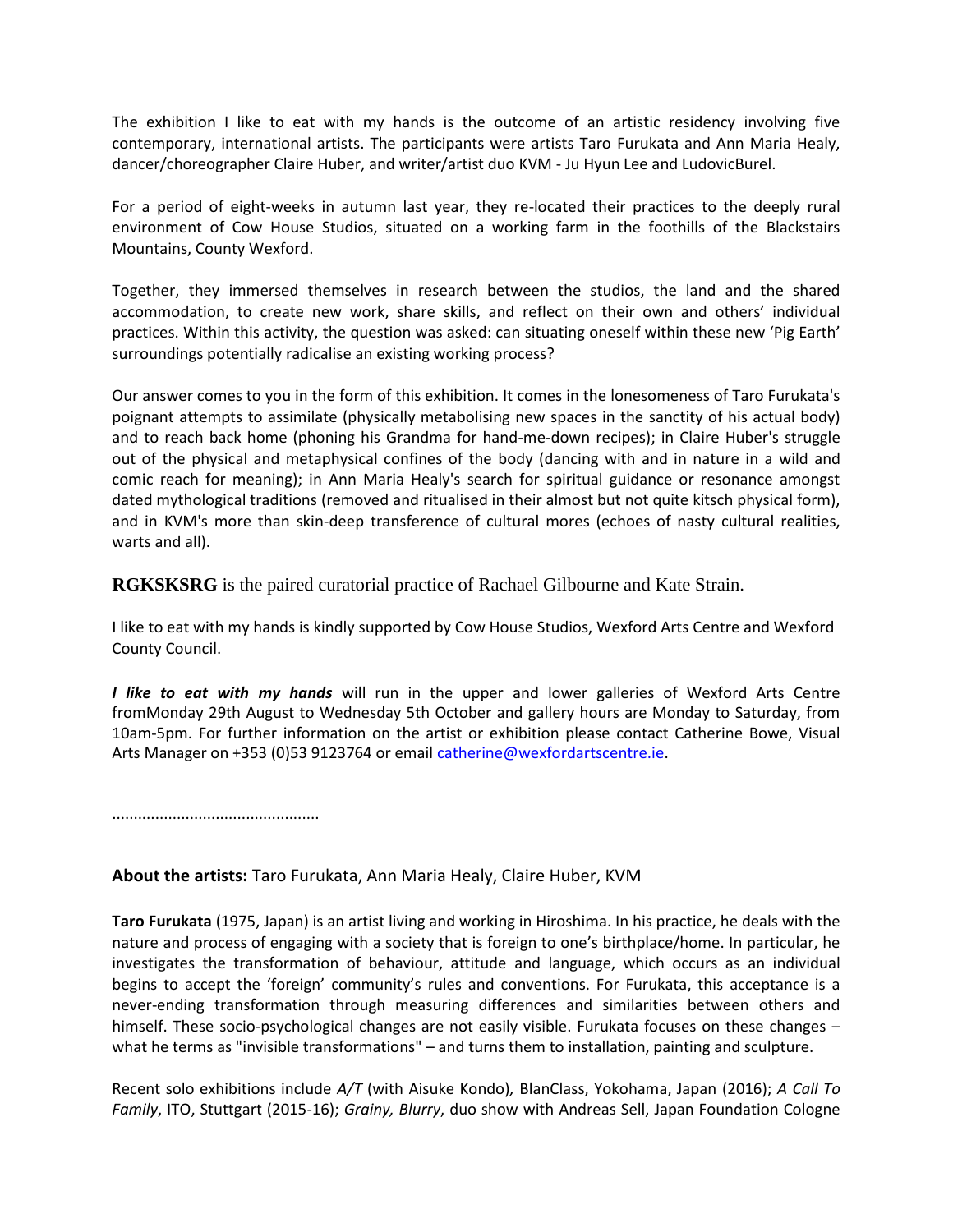The exhibition I like to eat with my hands is the outcome of an artistic residency involving five contemporary, international artists. The participants were artists Taro Furukata and Ann Maria Healy, dancer/choreographer Claire Huber, and writer/artist duo KVM - Ju Hyun Lee and LudovicBurel.

For a period of eight-weeks in autumn last year, they re-located their practices to the deeply rural environment of Cow House Studios, situated on a working farm in the foothills of the Blackstairs Mountains, County Wexford.

Together, they immersed themselves in research between the studios, the land and the shared accommodation, to create new work, share skills, and reflect on their own and others' individual practices. Within this activity, the question was asked: can situating oneself within these new 'Pig Earth' surroundings potentially radicalise an existing working process?

Our answer comes to you in the form of this exhibition. It comes in the lonesomeness of Taro Furukata's poignant attempts to assimilate (physically metabolising new spaces in the sanctity of his actual body) and to reach back home (phoning his Grandma for hand-me-down recipes); in Claire Huber's struggle out of the physical and metaphysical confines of the body (dancing with and in nature in a wild and comic reach for meaning); in Ann Maria Healy's search for spiritual guidance or resonance amongst dated mythological traditions (removed and ritualised in their almost but not quite kitsch physical form), and in KVM's more than skin-deep transference of cultural mores (echoes of nasty cultural realities, warts and all).

**RGKSKSRG** is the paired curatorial practice of Rachael Gilbourne and Kate Strain.

I like to eat with my hands is kindly supported by Cow House Studios, Wexford Arts Centre and Wexford County Council.

***I like to eat with my hands*** will run in the upper and lower galleries of Wexford Arts Centre fromMonday 29th August to Wednesday 5th October and gallery hours are Monday to Saturday, from 10am-5pm. For further information on the artist or exhibition please contact Catherine Bowe, Visual Arts Manager on +353 (0)53 9123764 or email catherine@wexfordartscentre.ie.

...............................................

**About the artists:** Taro Furukata, Ann Maria Healy, Claire Huber, KVM

**Taro Furukata** (1975, Japan) is an artist living and working in Hiroshima. In his practice, he deals with the nature and process of engaging with a society that is foreign to one's birthplace/home. In particular, he investigates the transformation of behaviour, attitude and language, which occurs as an individual begins to accept the 'foreign' community's rules and conventions. For Furukata, this acceptance is a never-ending transformation through measuring differences and similarities between others and himself. These socio-psychological changes are not easily visible. Furukata focuses on these changes – what he terms as "invisible transformations" – and turns them to installation, painting and sculpture.

Recent solo exhibitions include *A/T* (with Aisuke Kondo)*,* BlanClass, Yokohama, Japan (2016); *A Call To Family*, ITO, Stuttgart (2015-16); *Grainy, Blurry*, duo show with Andreas Sell, Japan Foundation Cologne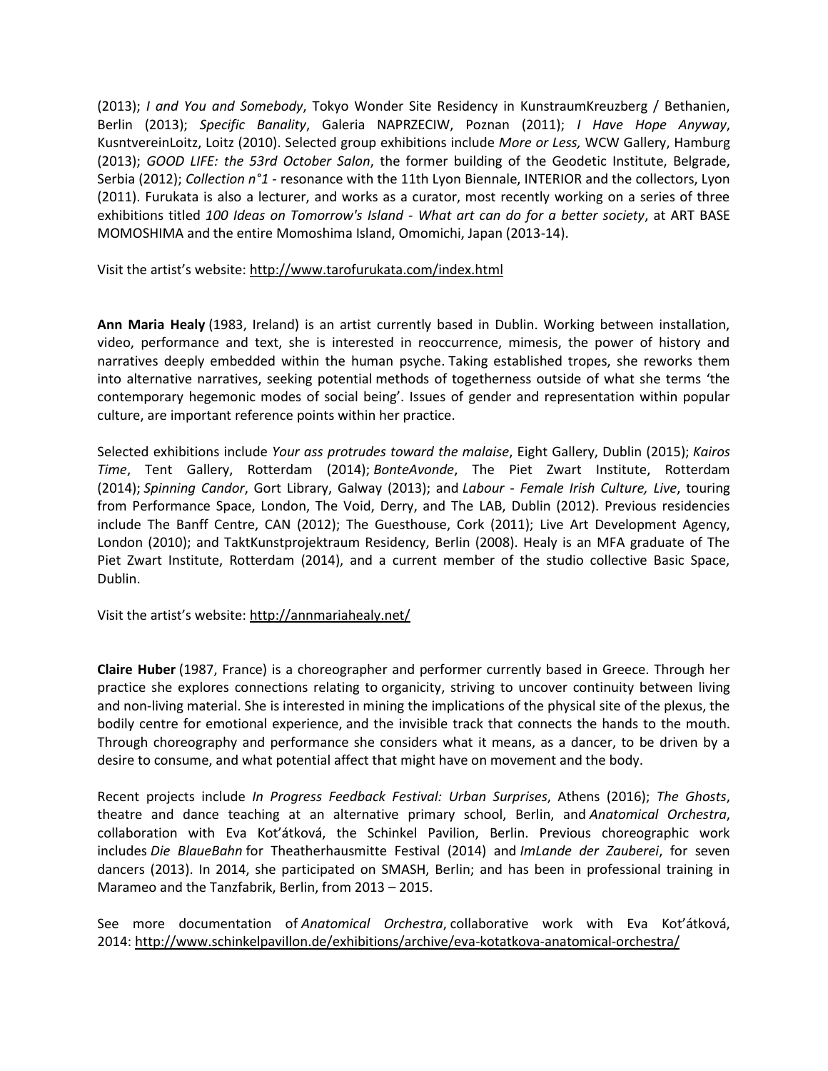(2013); *I and You and Somebody*, Tokyo Wonder Site Residency in KunstraumKreuzberg / Bethanien, Berlin (2013); *Specific Banality*, Galeria NAPRZECIW, Poznan (2011); *I Have Hope Anyway*, KusntvereinLoitz, Loitz (2010). Selected group exhibitions include *More or Less,* WCW Gallery, Hamburg (2013); *GOOD LIFE: the 53rd October Salon*, the former building of the Geodetic Institute, Belgrade, Serbia (2012); *Collection n°1* - resonance with the 11th Lyon Biennale, INTERIOR and the collectors, Lyon (2011). Furukata is also a lecturer, and works as a curator, most recently working on a series of three exhibitions titled *100 Ideas on Tomorrow's Island - What art can do for a better society*, at ART BASE MOMOSHIMA and the entire Momoshima Island, Omomichi, Japan (2013-14).

Visit the artist's website: http://www.tarofurukata.com/index.html

**Ann Maria Healy** (1983, Ireland) is an artist currently based in Dublin. Working between installation, video, performance and text, she is interested in reoccurrence, mimesis, the power of history and narratives deeply embedded within the human psyche. Taking established tropes, she reworks them into alternative narratives, seeking potential methods of togetherness outside of what she terms 'the contemporary hegemonic modes of social being'. Issues of gender and representation within popular culture, are important reference points within her practice.

Selected exhibitions include *Your ass protrudes toward the malaise*, Eight Gallery, Dublin (2015); *Kairos Time*, Tent Gallery, Rotterdam (2014); *BonteAvonde*, The Piet Zwart Institute, Rotterdam (2014); *Spinning Candor*, Gort Library, Galway (2013); and *Labour - Female Irish Culture, Live*, touring from Performance Space, London, The Void, Derry, and The LAB, Dublin (2012). Previous residencies include The Banff Centre, CAN (2012); The Guesthouse, Cork (2011); Live Art Development Agency, London (2010); and TaktKunstprojektraum Residency, Berlin (2008). Healy is an MFA graduate of The Piet Zwart Institute, Rotterdam (2014), and a current member of the studio collective Basic Space, Dublin.

Visit the artist's website: http://annmariahealy.net/

**Claire Huber** (1987, France) is a choreographer and performer currently based in Greece. Through her practice she explores connections relating to organicity, striving to uncover continuity between living and non-living material. She is interested in mining the implications of the physical site of the plexus, the bodily centre for emotional experience, and the invisible track that connects the hands to the mouth. Through choreography and performance she considers what it means, as a dancer, to be driven by a desire to consume, and what potential affect that might have on movement and the body.

Recent projects include *In Progress Feedback Festival: Urban Surprises*, Athens (2016); *The Ghosts*, theatre and dance teaching at an alternative primary school, Berlin, and *Anatomical Orchestra*, collaboration with Eva Kot'átková, the Schinkel Pavilion, Berlin. Previous choreographic work includes *Die BlaueBahn* for Theatherhausmitte Festival (2014) and *ImLande der Zauberei*, for seven dancers (2013). In 2014, she participated on SMASH, Berlin; and has been in professional training in Marameo and the Tanzfabrik, Berlin, from 2013 – 2015.

See more documentation of *Anatomical Orchestra*, collaborative work with Eva Kot'átková, 2014: http://www.schinkelpavillon.de/exhibitions/archive/eva-kotatkova-anatomical-orchestra/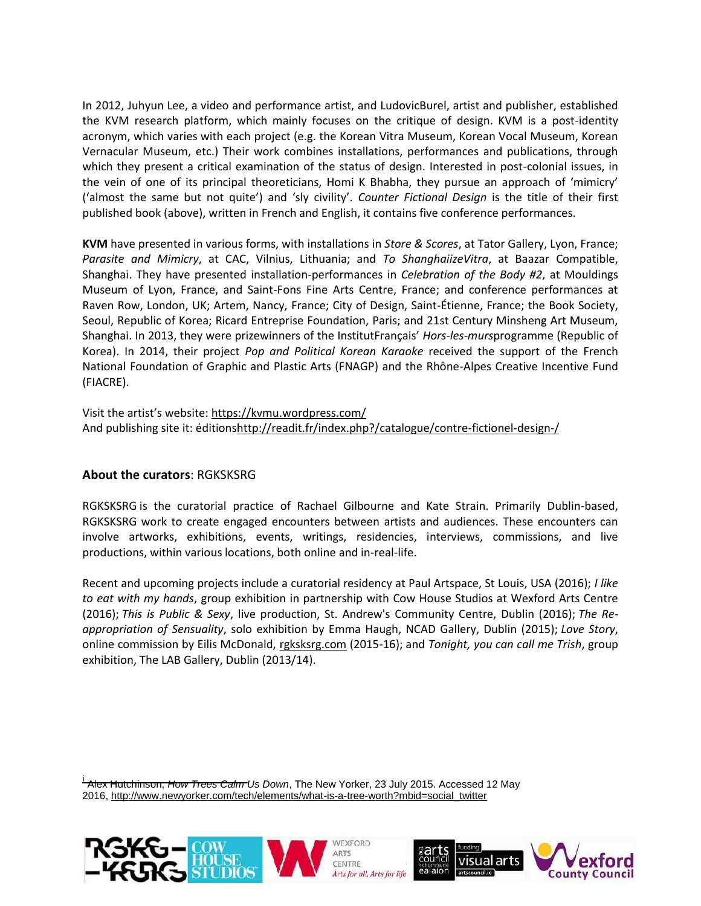In 2012, Juhyun Lee, a video and performance artist, and LudovicBurel, artist and publisher, established the KVM research platform, which mainly focuses on the critique of design. KVM is a post-identity acronym, which varies with each project (e.g. the Korean Vitra Museum, Korean Vocal Museum, Korean Vernacular Museum, etc.) Their work combines installations, performances and publications, through which they present a critical examination of the status of design. Interested in post-colonial issues, in the vein of one of its principal theoreticians, Homi K Bhabha, they pursue an approach of 'mimicry' ('almost the same but not quite') and 'sly civility'. *Counter Fictional Design* is the title of their first published book (above), written in French and English, it contains five conference performances.

**KVM** have presented in various forms, with installations in *Store & Scores*, at Tator Gallery, Lyon, France; *Parasite and Mimicry*, at CAC, Vilnius, Lithuania; and *To ShanghaiizeVitra*, at Baazar Compatible, Shanghai. They have presented installation-performances in *Celebration of the Body #2*, at Mouldings Museum of Lyon, France, and Saint-Fons Fine Arts Centre, France; and conference performances at Raven Row, London, UK; Artem, Nancy, France; City of Design, Saint-Étienne, France; the Book Society, Seoul, Republic of Korea; Ricard Entreprise Foundation, Paris; and 21st Century Minsheng Art Museum, Shanghai. In 2013, they were prizewinners of the InstitutFrançais' *Hors-les-murs*programme (Republic of Korea). In 2014, their project *Pop and Political Korean Karaoke* received the support of the French National Foundation of Graphic and Plastic Arts (FNAGP) and the Rhône-Alpes Creative Incentive Fund (FIACRE).

Visit the artist's website: https://kvmu.wordpress.com/
And publishing site it: éditionshttp://readit.fr/index.php?/catalogue/contre-fictionel-design-/

**About the curators**: RGKSKSRG

RGKSKSRG is the curatorial practice of Rachael Gilbourne and Kate Strain. Primarily Dublin-based, RGKSKSRG work to create engaged encounters between artists and audiences. These encounters can involve artworks, exhibitions, events, writings, residencies, interviews, commissions, and live productions, within various locations, both online and in-real-life.

Recent and upcoming projects include a curatorial residency at Paul Artspace, St Louis, USA (2016); *I like to eat with my hands*, group exhibition in partnership with Cow House Studios at Wexford Arts Centre (2016); *This is Public & Sexy*, live production, St. Andrew's Community Centre, Dublin (2016); *The Re-appropriation of Sensuality*, solo exhibition by Emma Haugh, NCAD Gallery, Dublin (2015); *Love Story*, online commission by Eilis McDonald, rgksksrg.com (2015-16); and *Tonight, you can call me Trish*, group exhibition, The LAB Gallery, Dublin (2013/14).

[i] Alex Hutchinson, *How Trees Calm Us Down*, The New Yorker, 23 July 2015. Accessed 12 May 2016, http://www.newyorker.com/tech/elements/what-is-a-tree-worth?mbid=social_twitter